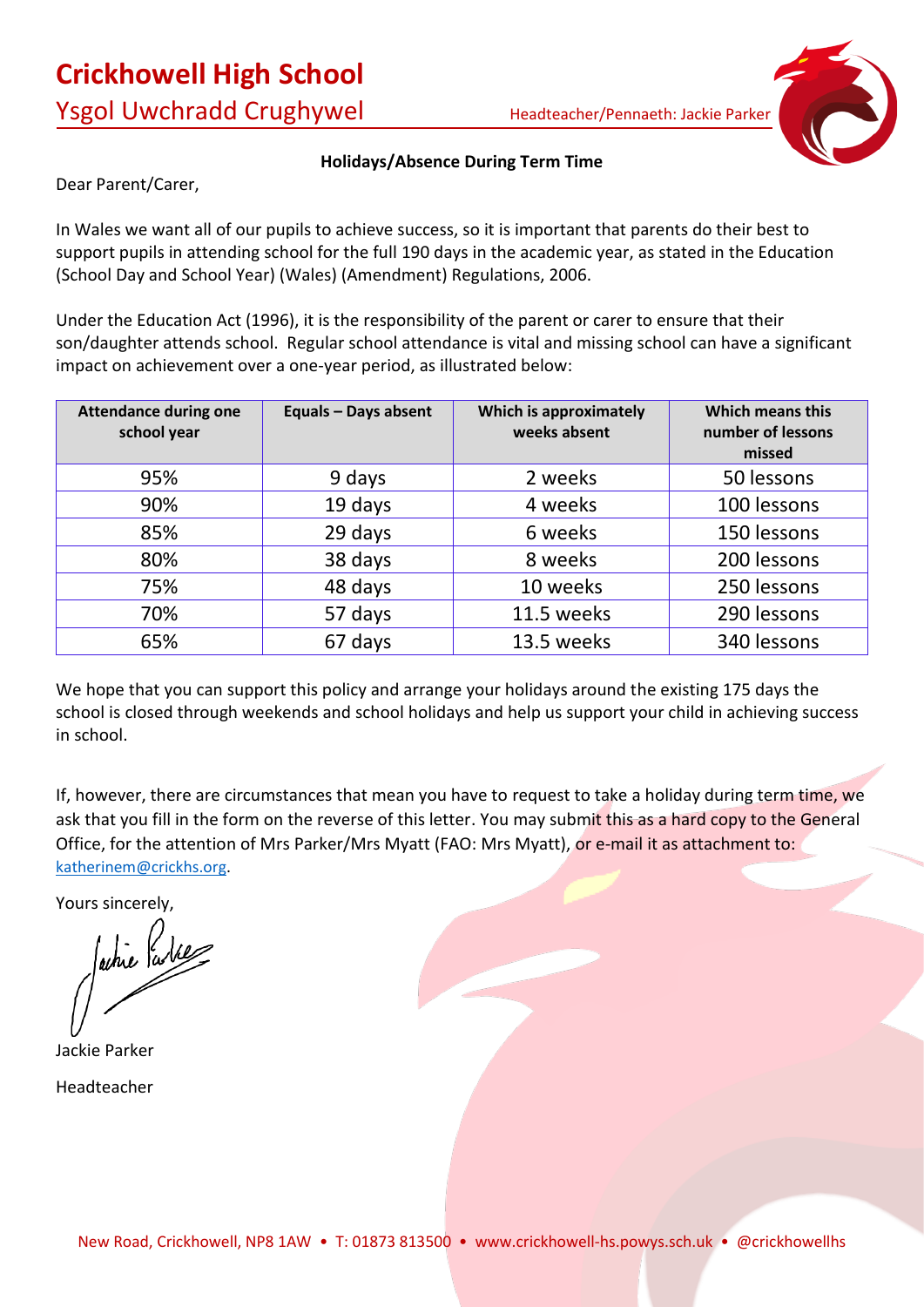# Crickhowell High School

## Ysgol Uwchradd Crughywel

Headteacher/Pennaeth: Jackie Parker

**Holidays/Absence During Term Time**

Dear Parent/Carer,

In Wales we want all of our pupils to achieve success, so it is important that parents do their best to support pupils in attending school for the full 190 days in the academic year, as stated in the Education (School Day and School Year) (Wales) (Amendment) Regulations, 2006.

Under the Education Act (1996), it is the responsibility of the parent or carer to ensure that their son/daughter attends school. Regular school attendance is vital and missing school can have a significant impact on achievement over a one-year period, as illustrated below:

| Attendance during one school year | Equals – Days absent | Which is approximately weeks absent | Which means this number of lessons missed |
|---|---|---|---|
| 95% | 9 days | 2 weeks | 50 lessons |
| 90% | 19 days | 4 weeks | 100 lessons |
| 85% | 29 days | 6 weeks | 150 lessons |
| 80% | 38 days | 8 weeks | 200 lessons |
| 75% | 48 days | 10 weeks | 250 lessons |
| 70% | 57 days | 11.5 weeks | 290 lessons |
| 65% | 67 days | 13.5 weeks | 340 lessons |

We hope that you can support this policy and arrange your holidays around the existing 175 days the school is closed through weekends and school holidays and help us support your child in achieving success in school.

If, however, there are circumstances that mean you have to request to take a holiday during term time, we ask that you fill in the form on the reverse of this letter. You may submit this as a hard copy to the General Office, for the attention of Mrs Parker/Mrs Myatt (FAO: Mrs Myatt), or e-mail it as attachment to: katherinem@crickhs.org.

Yours sincerely,

Jackie Parker

Headteacher

New Road, Crickhowell, NP8 1AW • T: 01873 813500 • www.crickhowell-hs.powys.sch.uk • @crickhowellhs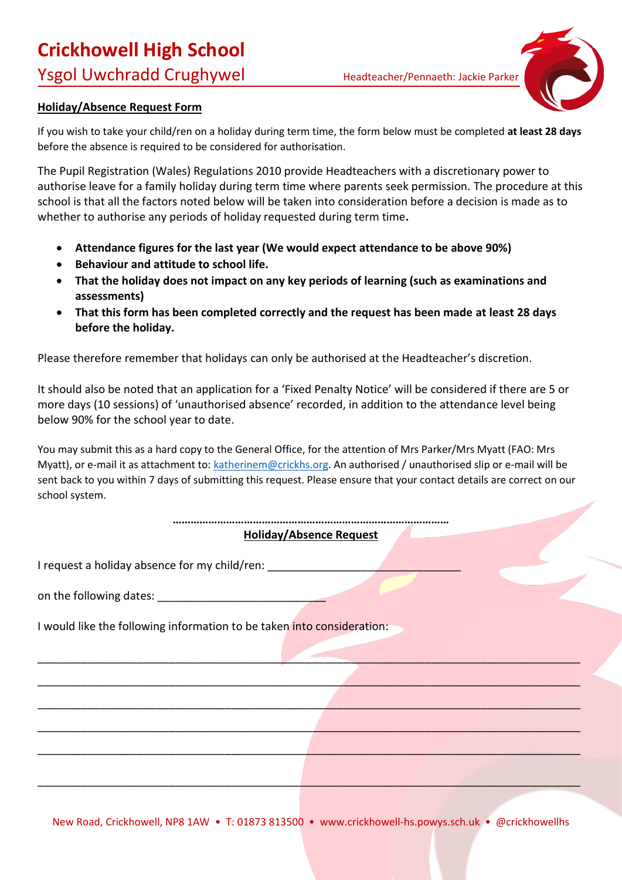# Crickhowell High School

## Ysgol Uwchradd Crughywel

Headteacher/Pennaeth: Jackie Parker

**Holiday/Absence Request Form**

If you wish to take your child/ren on a holiday during term time, the form below must be completed **at least 28 days** before the absence is required to be considered for authorisation.

The Pupil Registration (Wales) Regulations 2010 provide Headteachers with a discretionary power to authorise leave for a family holiday during term time where parents seek permission. The procedure at this school is that all the factors noted below will be taken into consideration before a decision is made as to whether to authorise any periods of holiday requested during term time**.**

- **Attendance figures for the last year (We would expect attendance to be above 90%)**
- **Behaviour and attitude to school life.**
- **That the holiday does not impact on any key periods of learning (such as examinations and assessments)**
- **That this form has been completed correctly and the request has been made at least 28 days before the holiday.**

Please therefore remember that holidays can only be authorised at the Headteacher's discretion.

It should also be noted that an application for a 'Fixed Penalty Notice' will be considered if there are 5 or more days (10 sessions) of 'unauthorised absence' recorded, in addition to the attendance level being below 90% for the school year to date.

You may submit this as a hard copy to the General Office, for the attention of Mrs Parker/Mrs Myatt (FAO: Mrs Myatt), or e-mail it as attachment to: katherinem@crickhs.org. An authorised / unauthorised slip or e-mail will be sent back to you within 7 days of submitting this request. Please ensure that your contact details are correct on our school system.

……………………………………………………………………………………

**Holiday/Absence Request**

I request a holiday absence for my child/ren: ________________________________

on the following dates: ___________________________

I would like the following information to be taken into consideration:

__________________________________________________________________________________

__________________________________________________________________________________

__________________________________________________________________________________

__________________________________________________________________________________

__________________________________________________________________________________

__________________________________________________________________________________

New Road, Crickhowell, NP8 1AW • T: 01873 813500 • www.crickhowell-hs.powys.sch.uk • @crickhowellhs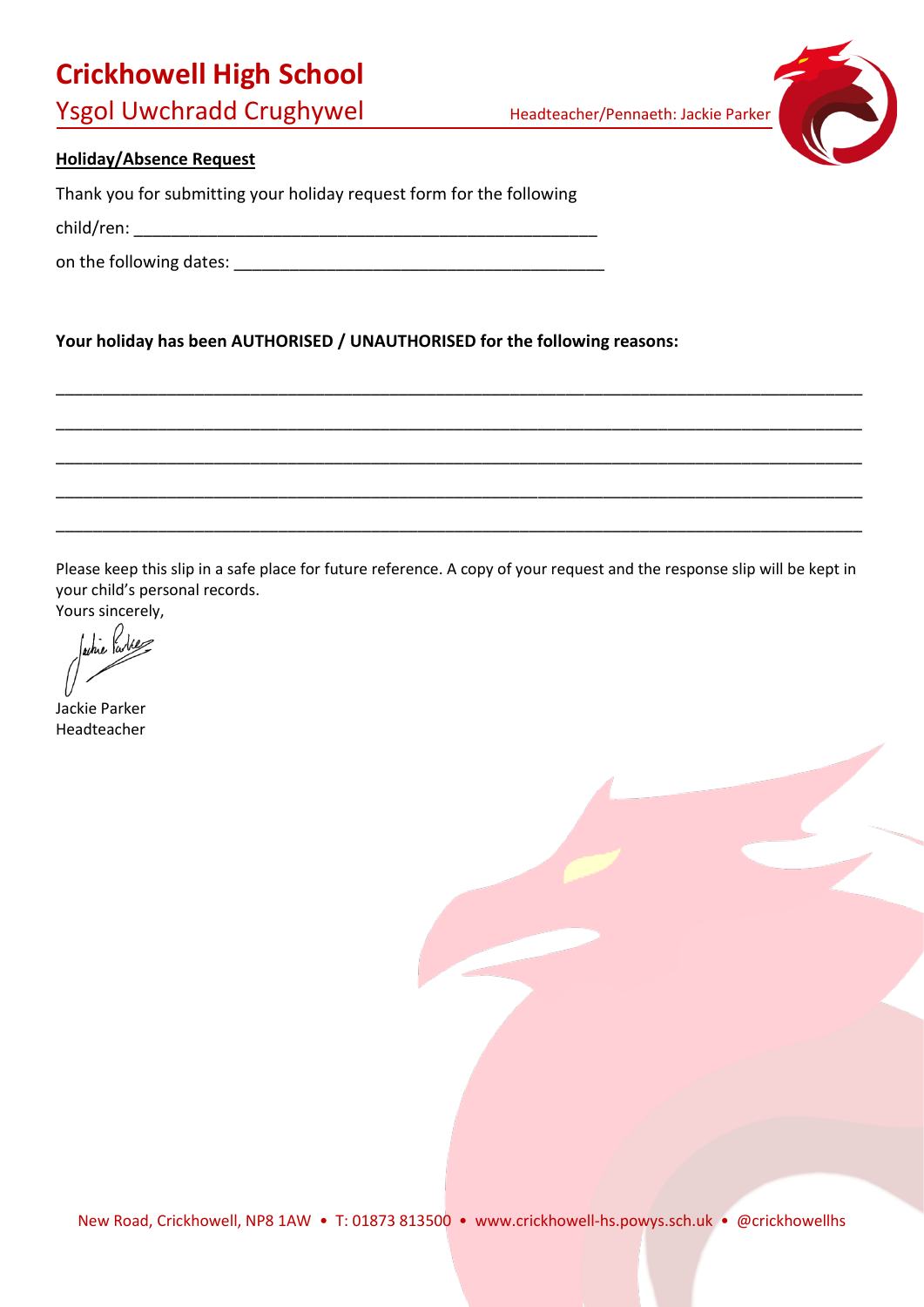# Crickhowell High School

## Ysgol Uwchradd Crughywel

Headteacher/Pennaeth: Jackie Parker

**Holiday/Absence Request**

Thank you for submitting your holiday request form for the following

child/ren: ___________________________________________________

on the following dates: ________________________________________

**Your holiday has been AUTHORISED / UNAUTHORISED for the following reasons:**

_______________________________________________________________________________

_______________________________________________________________________________

_______________________________________________________________________________

_______________________________________________________________________________

_______________________________________________________________________________

Please keep this slip in a safe place for future reference. A copy of your request and the response slip will be kept in your child's personal records.

Yours sincerely,

Jackie Parker
Headteacher

New Road, Crickhowell, NP8 1AW • T: 01873 813500 • www.crickhowell-hs.powys.sch.uk • @crickhowellhs